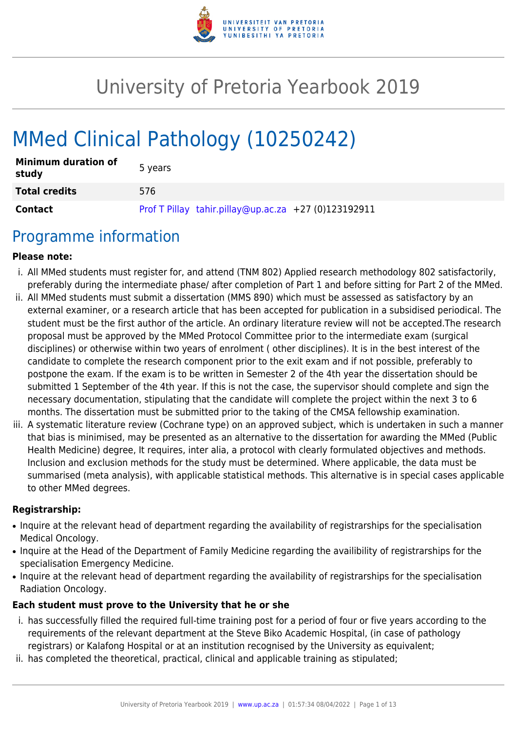# University of Pretoria Yearbook 2019

# MMed Clinical Pathology (10250242)

| | |
|---|---|
| **Minimum duration of study** | 5 years |
| **Total credits** | 576 |
| **Contact** | Prof T Pillay tahir.pillay@up.ac.za +27 (0)123192911 |

## Programme information

**Please note:**

i. All MMed students must register for, and attend (TNM 802) Applied research methodology 802 satisfactorily, preferably during the intermediate phase/ after completion of Part 1 and before sitting for Part 2 of the MMed.

ii. All MMed students must submit a dissertation (MMS 890) which must be assessed as satisfactory by an external examiner, or a research article that has been accepted for publication in a subsidised periodical. The student must be the first author of the article. An ordinary literature review will not be accepted.The research proposal must be approved by the MMed Protocol Committee prior to the intermediate exam (surgical disciplines) or otherwise within two years of enrolment ( other disciplines). It is in the best interest of the candidate to complete the research component prior to the exit exam and if not possible, preferably to postpone the exam. If the exam is to be written in Semester 2 of the 4th year the dissertation should be submitted 1 September of the 4th year. If this is not the case, the supervisor should complete and sign the necessary documentation, stipulating that the candidate will complete the project within the next 3 to 6 months. The dissertation must be submitted prior to the taking of the CMSA fellowship examination.

iii. A systematic literature review (Cochrane type) on an approved subject, which is undertaken in such a manner that bias is minimised, may be presented as an alternative to the dissertation for awarding the MMed (Public Health Medicine) degree, It requires, inter alia, a protocol with clearly formulated objectives and methods. Inclusion and exclusion methods for the study must be determined. Where applicable, the data must be summarised (meta analysis), with applicable statistical methods. This alternative is in special cases applicable to other MMed degrees.

**Registrarship:**

- Inquire at the relevant head of department regarding the availability of registrarships for the specialisation Medical Oncology.
- Inquire at the Head of the Department of Family Medicine regarding the availibility of registrarships for the specialisation Emergency Medicine.
- Inquire at the relevant head of department regarding the availability of registrarships for the specialisation Radiation Oncology.

**Each student must prove to the University that he or she**

i. has successfully filled the required full-time training post for a period of four or five years according to the requirements of the relevant department at the Steve Biko Academic Hospital, (in case of pathology registrars) or Kalafong Hospital or at an institution recognised by the University as equivalent;

ii. has completed the theoretical, practical, clinical and applicable training as stipulated;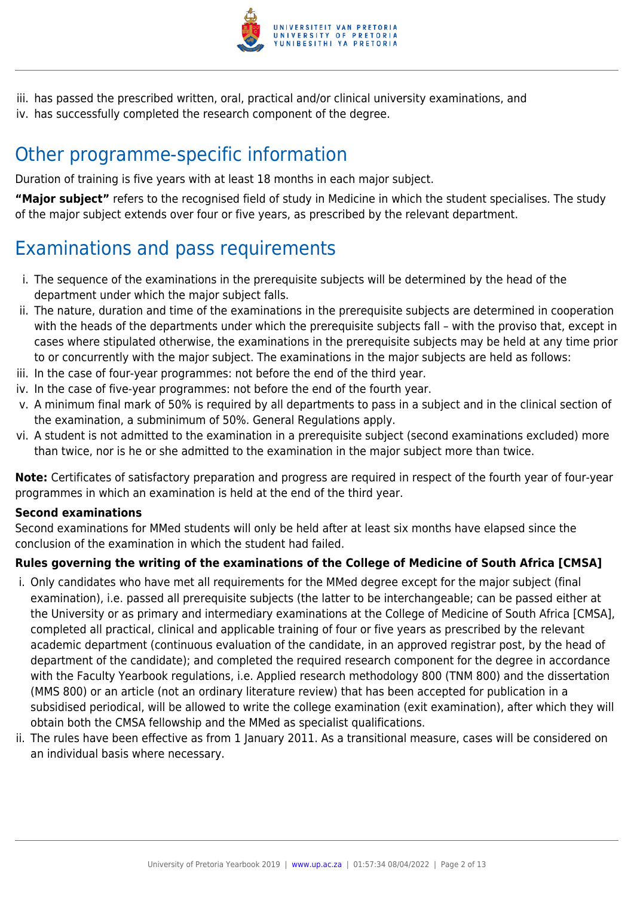iii. has passed the prescribed written, oral, practical and/or clinical university examinations, and
iv. has successfully completed the research component of the degree.

## Other programme-specific information

Duration of training is five years with at least 18 months in each major subject.

**"Major subject"** refers to the recognised field of study in Medicine in which the student specialises. The study of the major subject extends over four or five years, as prescribed by the relevant department.

## Examinations and pass requirements

i. The sequence of the examinations in the prerequisite subjects will be determined by the head of the department under which the major subject falls.
ii. The nature, duration and time of the examinations in the prerequisite subjects are determined in cooperation with the heads of the departments under which the prerequisite subjects fall – with the proviso that, except in cases where stipulated otherwise, the examinations in the prerequisite subjects may be held at any time prior to or concurrently with the major subject. The examinations in the major subjects are held as follows:
iii. In the case of four-year programmes: not before the end of the third year.
iv. In the case of five-year programmes: not before the end of the fourth year.
v. A minimum final mark of 50% is required by all departments to pass in a subject and in the clinical section of the examination, a subminimum of 50%. General Regulations apply.
vi. A student is not admitted to the examination in a prerequisite subject (second examinations excluded) more than twice, nor is he or she admitted to the examination in the major subject more than twice.

**Note:** Certificates of satisfactory preparation and progress are required in respect of the fourth year of four-year programmes in which an examination is held at the end of the third year.

**Second examinations**
Second examinations for MMed students will only be held after at least six months have elapsed since the conclusion of the examination in which the student had failed.

**Rules governing the writing of the examinations of the College of Medicine of South Africa [CMSA]**

i. Only candidates who have met all requirements for the MMed degree except for the major subject (final examination), i.e. passed all prerequisite subjects (the latter to be interchangeable; can be passed either at the University or as primary and intermediary examinations at the College of Medicine of South Africa [CMSA], completed all practical, clinical and applicable training of four or five years as prescribed by the relevant academic department (continuous evaluation of the candidate, in an approved registrar post, by the head of department of the candidate); and completed the required research component for the degree in accordance with the Faculty Yearbook regulations, i.e. Applied research methodology 800 (TNM 800) and the dissertation (MMS 800) or an article (not an ordinary literature review) that has been accepted for publication in a subsidised periodical, will be allowed to write the college examination (exit examination), after which they will obtain both the CMSA fellowship and the MMed as specialist qualifications.
ii. The rules have been effective as from 1 January 2011. As a transitional measure, cases will be considered on an individual basis where necessary.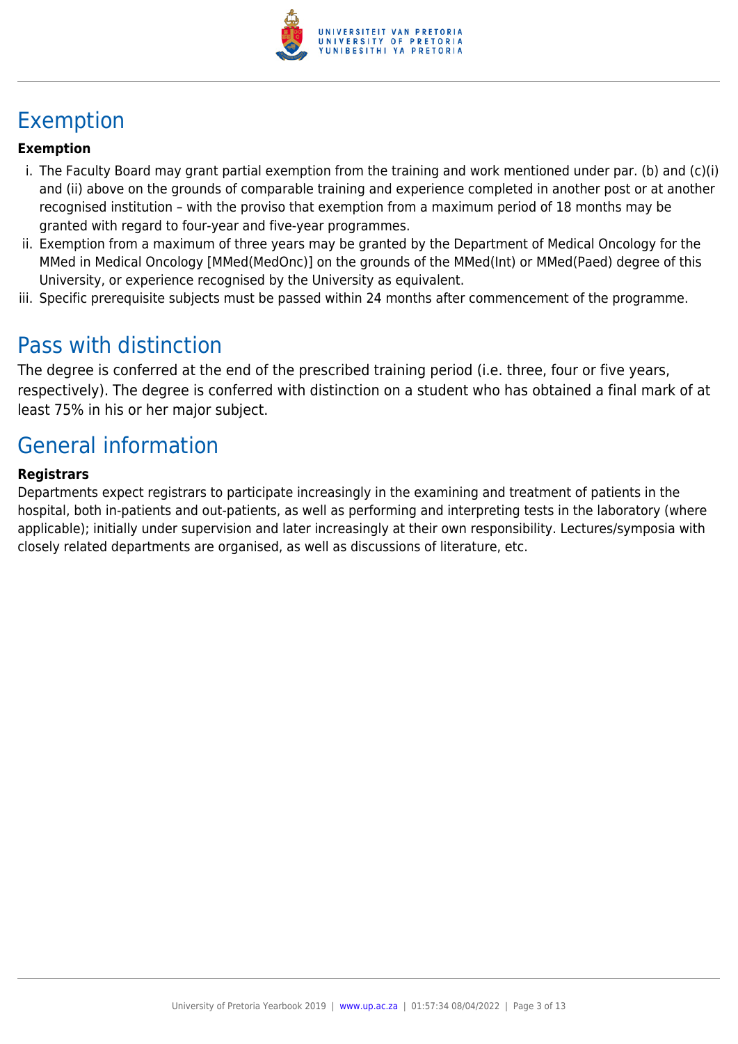## Exemption

**Exemption**

i. The Faculty Board may grant partial exemption from the training and work mentioned under par. (b) and (c)(i) and (ii) above on the grounds of comparable training and experience completed in another post or at another recognised institution – with the proviso that exemption from a maximum period of 18 months may be granted with regard to four-year and five-year programmes.
ii. Exemption from a maximum of three years may be granted by the Department of Medical Oncology for the MMed in Medical Oncology [MMed(MedOnc)] on the grounds of the MMed(Int) or MMed(Paed) degree of this University, or experience recognised by the University as equivalent.
iii. Specific prerequisite subjects must be passed within 24 months after commencement of the programme.

## Pass with distinction

The degree is conferred at the end of the prescribed training period (i.e. three, four or five years, respectively). The degree is conferred with distinction on a student who has obtained a final mark of at least 75% in his or her major subject.

## General information

**Registrars**

Departments expect registrars to participate increasingly in the examining and treatment of patients in the hospital, both in-patients and out-patients, as well as performing and interpreting tests in the laboratory (where applicable); initially under supervision and later increasingly at their own responsibility. Lectures/symposia with closely related departments are organised, as well as discussions of literature, etc.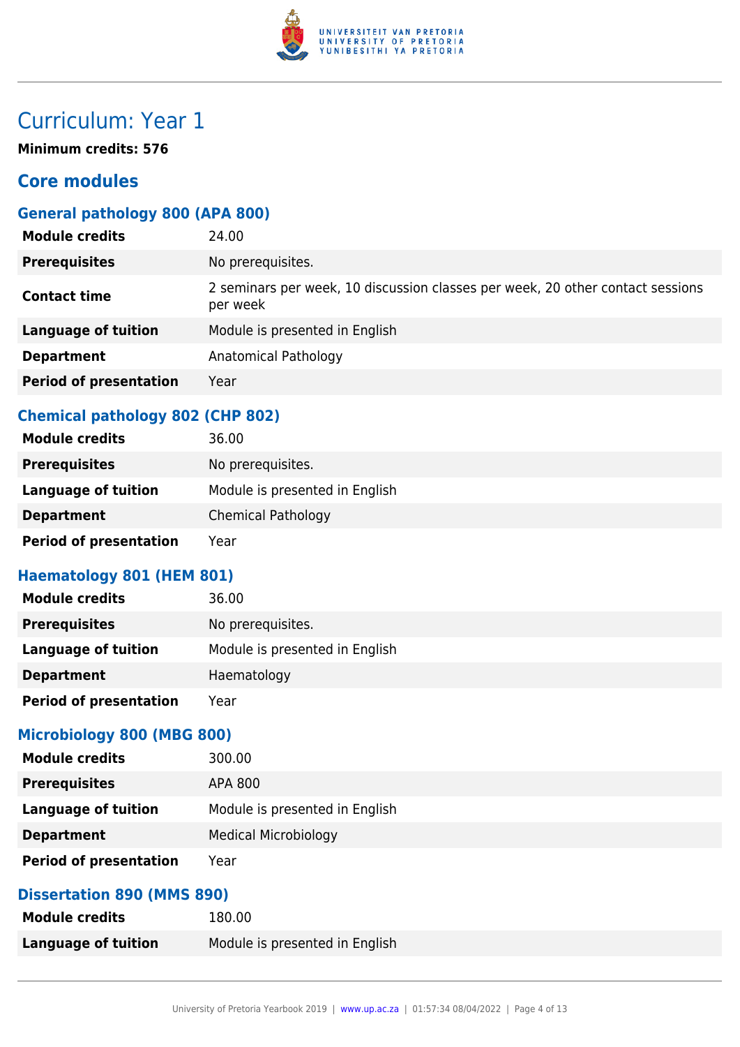# Curriculum: Year 1

**Minimum credits: 576**

## Core modules

### General pathology 800 (APA 800)

| | |
|---|---|
| **Module credits** | 24.00 |
| **Prerequisites** | No prerequisites. |
| **Contact time** | 2 seminars per week, 10 discussion classes per week, 20 other contact sessions per week |
| **Language of tuition** | Module is presented in English |
| **Department** | Anatomical Pathology |
| **Period of presentation** | Year |

### Chemical pathology 802 (CHP 802)

| | |
|---|---|
| **Module credits** | 36.00 |
| **Prerequisites** | No prerequisites. |
| **Language of tuition** | Module is presented in English |
| **Department** | Chemical Pathology |
| **Period of presentation** | Year |

### Haematology 801 (HEM 801)

| | |
|---|---|
| **Module credits** | 36.00 |
| **Prerequisites** | No prerequisites. |
| **Language of tuition** | Module is presented in English |
| **Department** | Haematology |
| **Period of presentation** | Year |

### Microbiology 800 (MBG 800)

| | |
|---|---|
| **Module credits** | 300.00 |
| **Prerequisites** | APA 800 |
| **Language of tuition** | Module is presented in English |
| **Department** | Medical Microbiology |
| **Period of presentation** | Year |

### Dissertation 890 (MMS 890)

| | |
|---|---|
| **Module credits** | 180.00 |
| **Language of tuition** | Module is presented in English |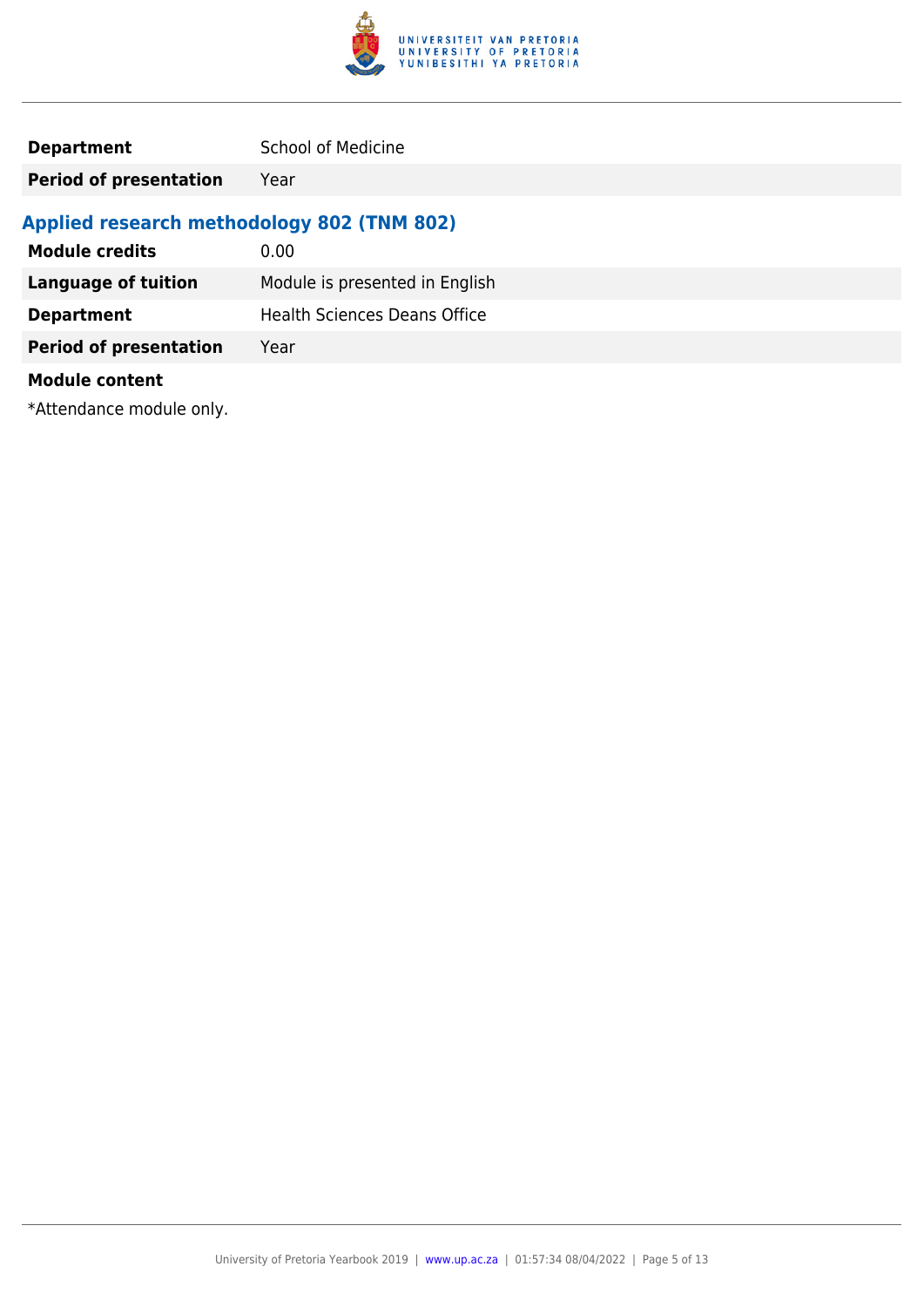| | |
|---|---|
| **Department** | School of Medicine |
| **Period of presentation** | Year |

### Applied research methodology 802 (TNM 802)

| | |
|---|---|
| **Module credits** | 0.00 |
| **Language of tuition** | Module is presented in English |
| **Department** | Health Sciences Deans Office |
| **Period of presentation** | Year |

**Module content**

*Attendance module only.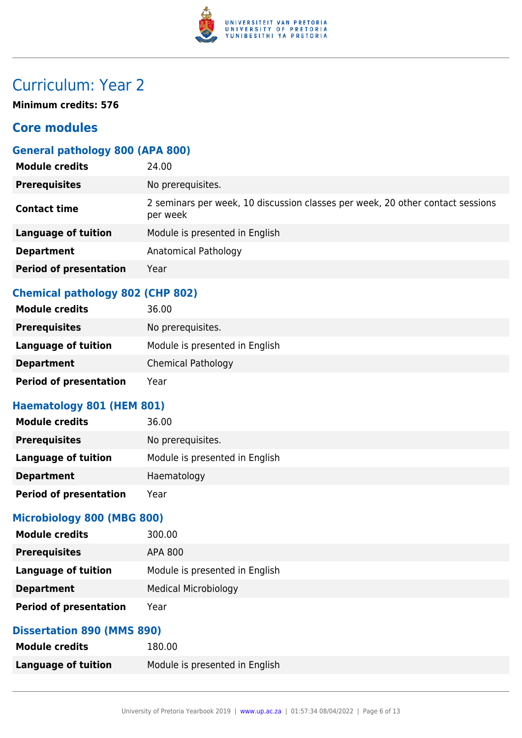# Curriculum: Year 2

**Minimum credits: 576**

## Core modules

### General pathology 800 (APA 800)

| | |
|---|---|
| **Module credits** | 24.00 |
| **Prerequisites** | No prerequisites. |
| **Contact time** | 2 seminars per week, 10 discussion classes per week, 20 other contact sessions per week |
| **Language of tuition** | Module is presented in English |
| **Department** | Anatomical Pathology |
| **Period of presentation** | Year |

### Chemical pathology 802 (CHP 802)

| | |
|---|---|
| **Module credits** | 36.00 |
| **Prerequisites** | No prerequisites. |
| **Language of tuition** | Module is presented in English |
| **Department** | Chemical Pathology |
| **Period of presentation** | Year |

### Haematology 801 (HEM 801)

| | |
|---|---|
| **Module credits** | 36.00 |
| **Prerequisites** | No prerequisites. |
| **Language of tuition** | Module is presented in English |
| **Department** | Haematology |
| **Period of presentation** | Year |

### Microbiology 800 (MBG 800)

| | |
|---|---|
| **Module credits** | 300.00 |
| **Prerequisites** | APA 800 |
| **Language of tuition** | Module is presented in English |
| **Department** | Medical Microbiology |
| **Period of presentation** | Year |

### Dissertation 890 (MMS 890)

| | |
|---|---|
| **Module credits** | 180.00 |
| **Language of tuition** | Module is presented in English |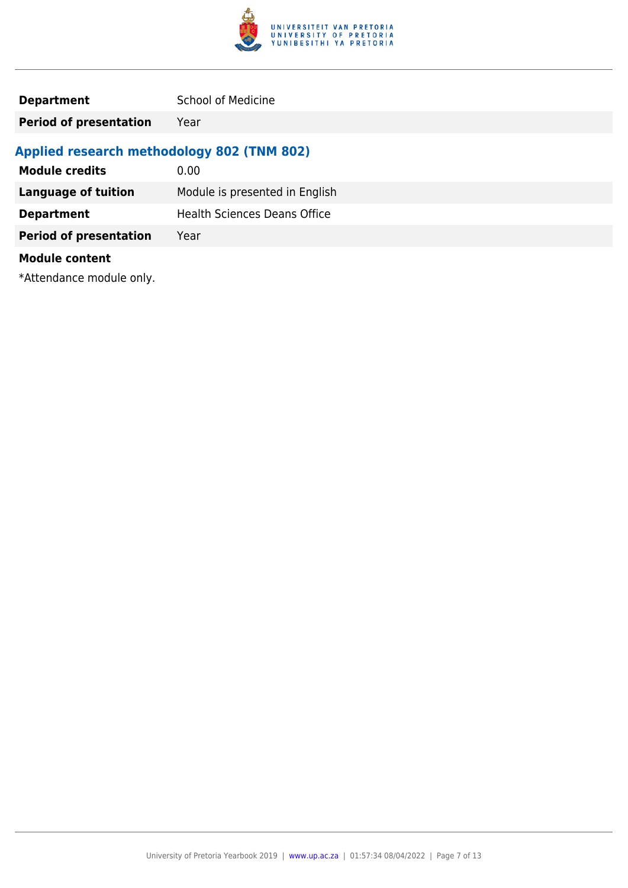| | |
|---|---|
| **Department** | School of Medicine |
| **Period of presentation** | Year |

### Applied research methodology 802 (TNM 802)

| | |
|---|---|
| **Module credits** | 0.00 |
| **Language of tuition** | Module is presented in English |
| **Department** | Health Sciences Deans Office |
| **Period of presentation** | Year |

**Module content**

*Attendance module only.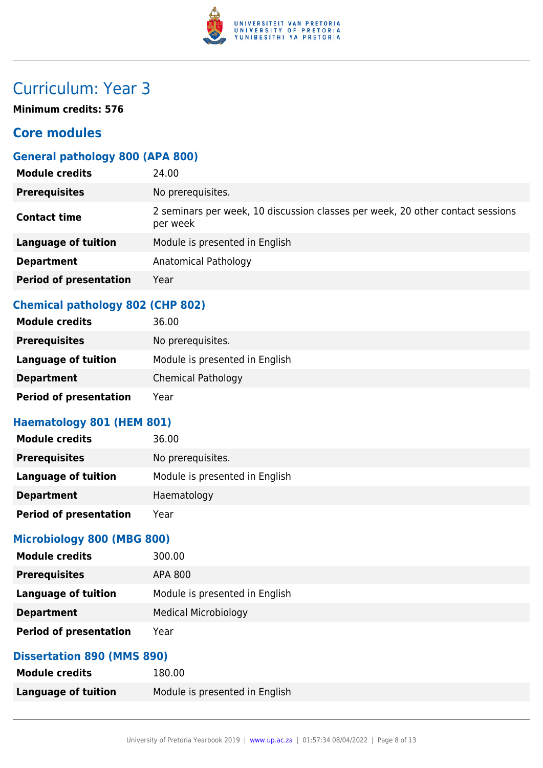# Curriculum: Year 3

**Minimum credits: 576**

## Core modules

### General pathology 800 (APA 800)

| | |
|---|---|
| **Module credits** | 24.00 |
| **Prerequisites** | No prerequisites. |
| **Contact time** | 2 seminars per week, 10 discussion classes per week, 20 other contact sessions per week |
| **Language of tuition** | Module is presented in English |
| **Department** | Anatomical Pathology |
| **Period of presentation** | Year |

### Chemical pathology 802 (CHP 802)

| | |
|---|---|
| **Module credits** | 36.00 |
| **Prerequisites** | No prerequisites. |
| **Language of tuition** | Module is presented in English |
| **Department** | Chemical Pathology |
| **Period of presentation** | Year |

### Haematology 801 (HEM 801)

| | |
|---|---|
| **Module credits** | 36.00 |
| **Prerequisites** | No prerequisites. |
| **Language of tuition** | Module is presented in English |
| **Department** | Haematology |
| **Period of presentation** | Year |

### Microbiology 800 (MBG 800)

| | |
|---|---|
| **Module credits** | 300.00 |
| **Prerequisites** | APA 800 |
| **Language of tuition** | Module is presented in English |
| **Department** | Medical Microbiology |
| **Period of presentation** | Year |

### Dissertation 890 (MMS 890)

| | |
|---|---|
| **Module credits** | 180.00 |
| **Language of tuition** | Module is presented in English |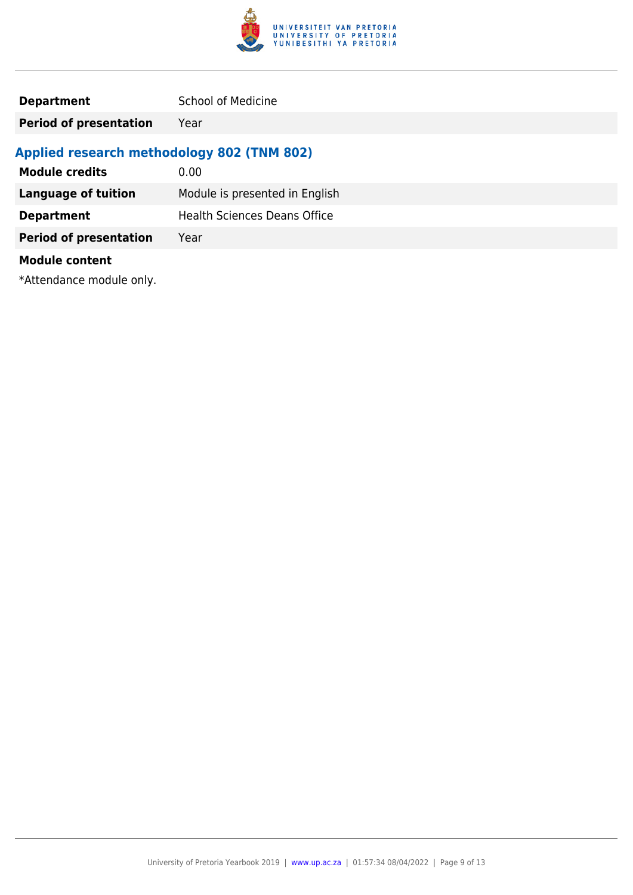| | |
|---|---|
| **Department** | School of Medicine |
| **Period of presentation** | Year |

### Applied research methodology 802 (TNM 802)

| | |
|---|---|
| **Module credits** | 0.00 |
| **Language of tuition** | Module is presented in English |
| **Department** | Health Sciences Deans Office |
| **Period of presentation** | Year |

**Module content**

*Attendance module only.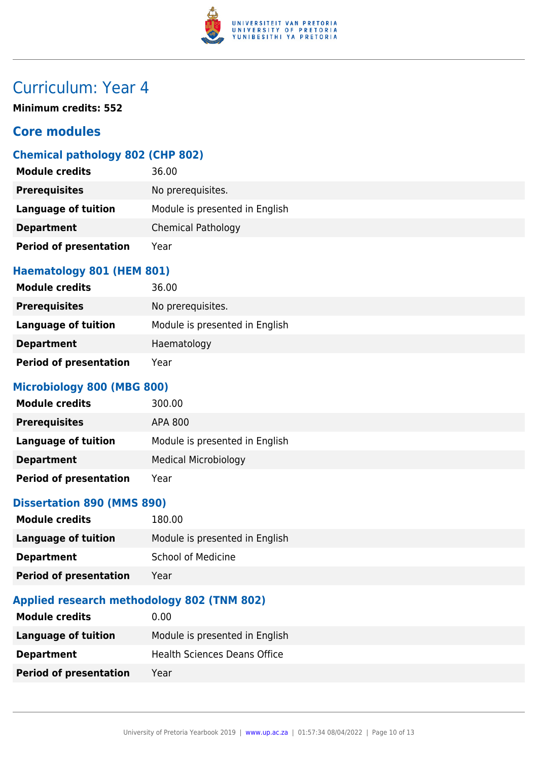# Curriculum: Year 4

**Minimum credits: 552**

## Core modules

### Chemical pathology 802 (CHP 802)

| | |
|---|---|
| **Module credits** | 36.00 |
| **Prerequisites** | No prerequisites. |
| **Language of tuition** | Module is presented in English |
| **Department** | Chemical Pathology |
| **Period of presentation** | Year |

### Haematology 801 (HEM 801)

| | |
|---|---|
| **Module credits** | 36.00 |
| **Prerequisites** | No prerequisites. |
| **Language of tuition** | Module is presented in English |
| **Department** | Haematology |
| **Period of presentation** | Year |

### Microbiology 800 (MBG 800)

| | |
|---|---|
| **Module credits** | 300.00 |
| **Prerequisites** | APA 800 |
| **Language of tuition** | Module is presented in English |
| **Department** | Medical Microbiology |
| **Period of presentation** | Year |

### Dissertation 890 (MMS 890)

| | |
|---|---|
| **Module credits** | 180.00 |
| **Language of tuition** | Module is presented in English |
| **Department** | School of Medicine |
| **Period of presentation** | Year |

### Applied research methodology 802 (TNM 802)

| | |
|---|---|
| **Module credits** | 0.00 |
| **Language of tuition** | Module is presented in English |
| **Department** | Health Sciences Deans Office |
| **Period of presentation** | Year |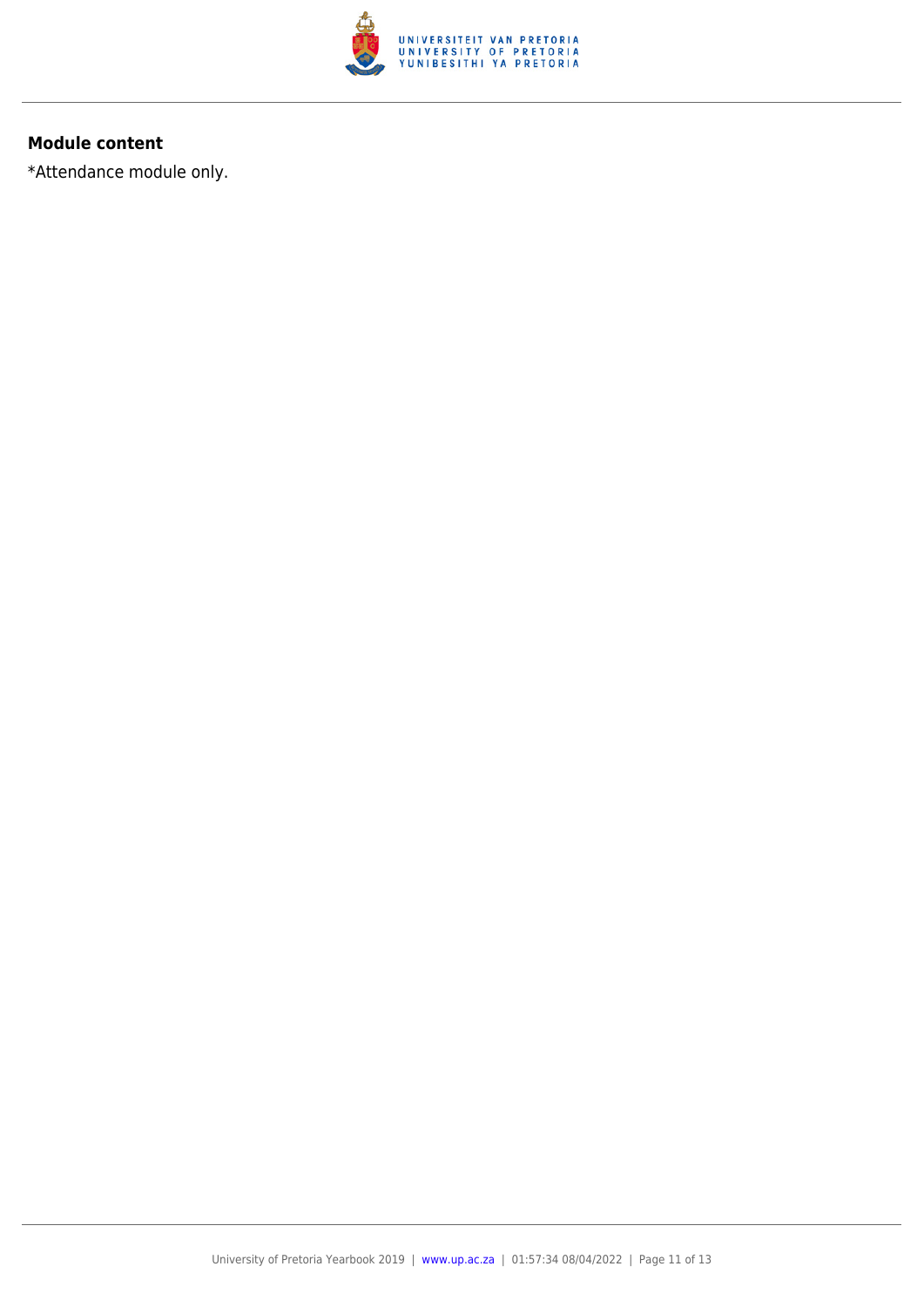**Module content**

*Attendance module only.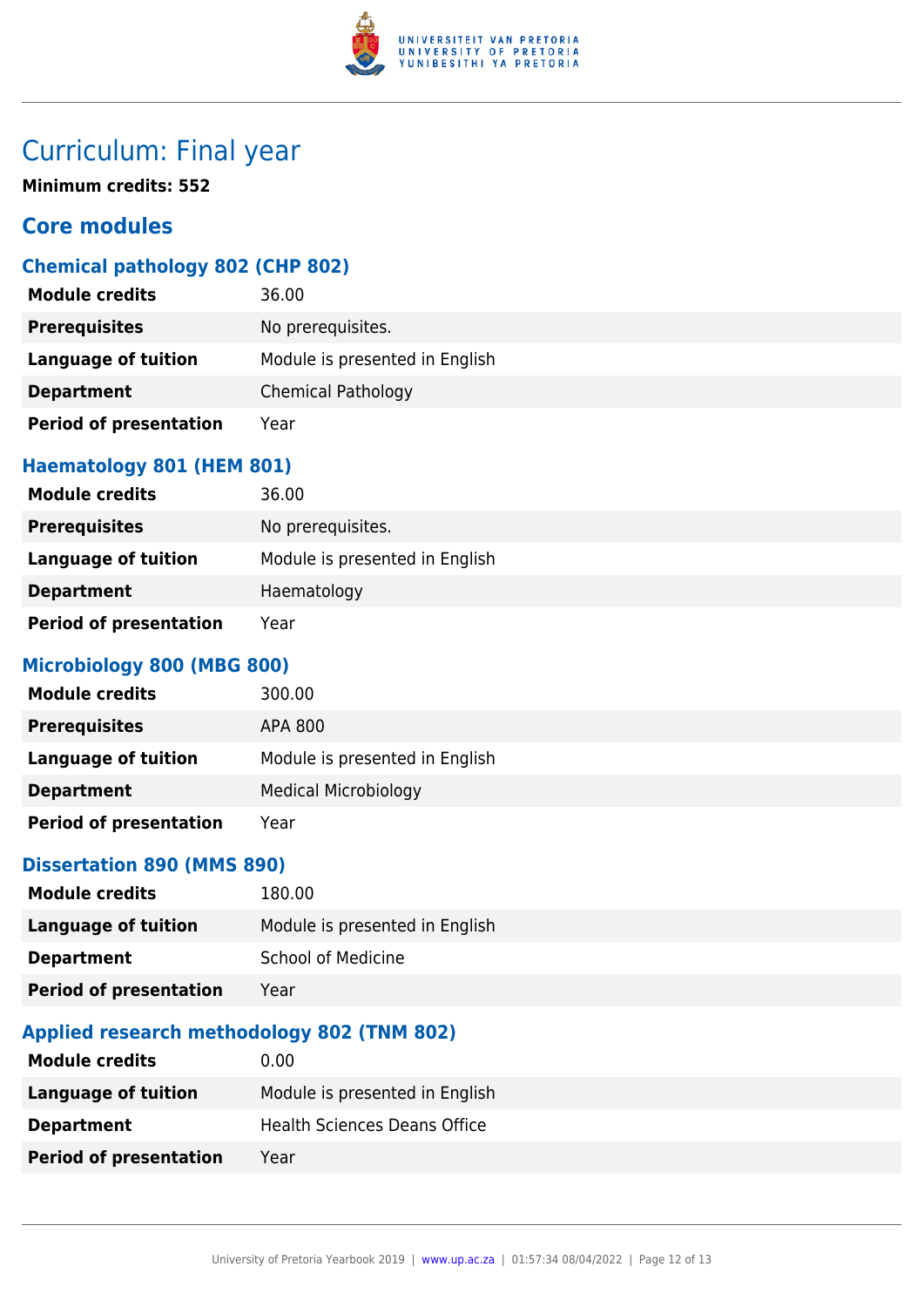# Curriculum: Final year

**Minimum credits: 552**

## Core modules

### Chemical pathology 802 (CHP 802)

| | |
|---|---|
| **Module credits** | 36.00 |
| **Prerequisites** | No prerequisites. |
| **Language of tuition** | Module is presented in English |
| **Department** | Chemical Pathology |
| **Period of presentation** | Year |

### Haematology 801 (HEM 801)

| | |
|---|---|
| **Module credits** | 36.00 |
| **Prerequisites** | No prerequisites. |
| **Language of tuition** | Module is presented in English |
| **Department** | Haematology |
| **Period of presentation** | Year |

### Microbiology 800 (MBG 800)

| | |
|---|---|
| **Module credits** | 300.00 |
| **Prerequisites** | APA 800 |
| **Language of tuition** | Module is presented in English |
| **Department** | Medical Microbiology |
| **Period of presentation** | Year |

### Dissertation 890 (MMS 890)

| | |
|---|---|
| **Module credits** | 180.00 |
| **Language of tuition** | Module is presented in English |
| **Department** | School of Medicine |
| **Period of presentation** | Year |

### Applied research methodology 802 (TNM 802)

| | |
|---|---|
| **Module credits** | 0.00 |
| **Language of tuition** | Module is presented in English |
| **Department** | Health Sciences Deans Office |
| **Period of presentation** | Year |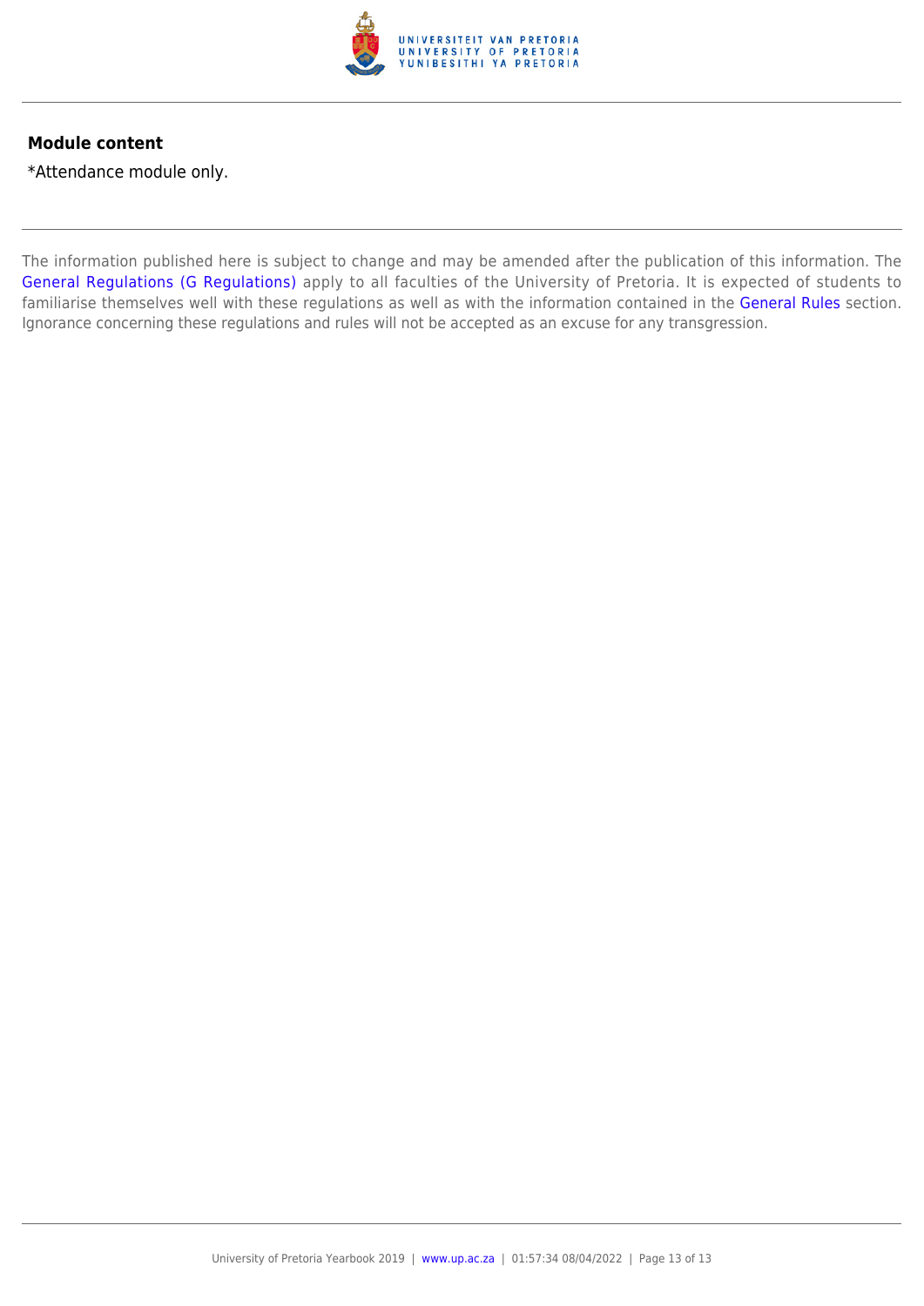**Module content**

*Attendance module only.

The information published here is subject to change and may be amended after the publication of this information. The General Regulations (G Regulations) apply to all faculties of the University of Pretoria. It is expected of students to familiarise themselves well with these regulations as well as with the information contained in the General Rules section. Ignorance concerning these regulations and rules will not be accepted as an excuse for any transgression.